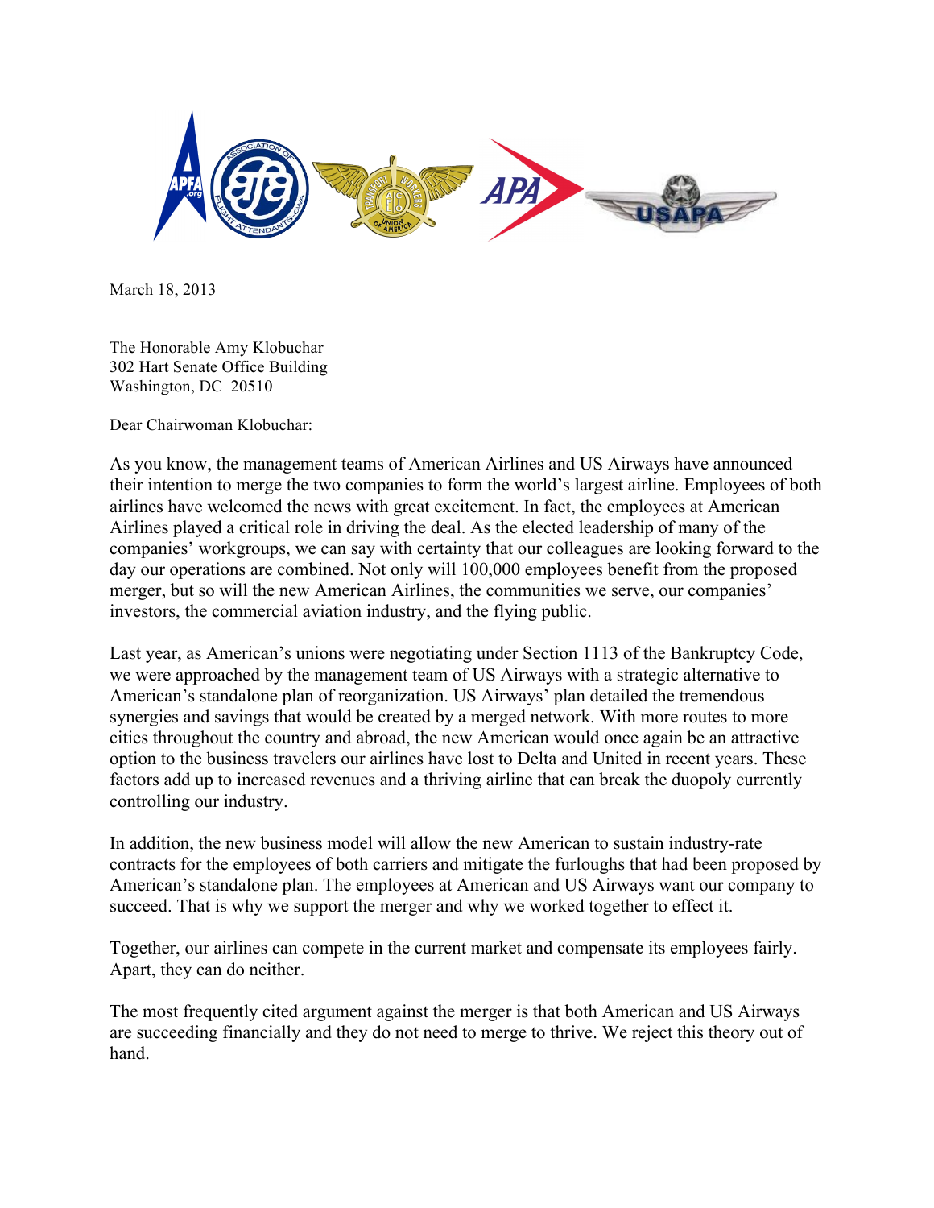March 18, 2013

The Honorable Amy Klobuchar
302 Hart Senate Office Building
Washington, DC 20510

Dear Chairwoman Klobuchar:

As you know, the management teams of American Airlines and US Airways have announced their intention to merge the two companies to form the world's largest airline. Employees of both airlines have welcomed the news with great excitement. In fact, the employees at American Airlines played a critical role in driving the deal. As the elected leadership of many of the companies' workgroups, we can say with certainty that our colleagues are looking forward to the day our operations are combined. Not only will 100,000 employees benefit from the proposed merger, but so will the new American Airlines, the communities we serve, our companies' investors, the commercial aviation industry, and the flying public.

Last year, as American's unions were negotiating under Section 1113 of the Bankruptcy Code, we were approached by the management team of US Airways with a strategic alternative to American's standalone plan of reorganization. US Airways' plan detailed the tremendous synergies and savings that would be created by a merged network. With more routes to more cities throughout the country and abroad, the new American would once again be an attractive option to the business travelers our airlines have lost to Delta and United in recent years. These factors add up to increased revenues and a thriving airline that can break the duopoly currently controlling our industry.

In addition, the new business model will allow the new American to sustain industry-rate contracts for the employees of both carriers and mitigate the furloughs that had been proposed by American's standalone plan. The employees at American and US Airways want our company to succeed. That is why we support the merger and why we worked together to effect it.

Together, our airlines can compete in the current market and compensate its employees fairly. Apart, they can do neither.

The most frequently cited argument against the merger is that both American and US Airways are succeeding financially and they do not need to merge to thrive. We reject this theory out of hand.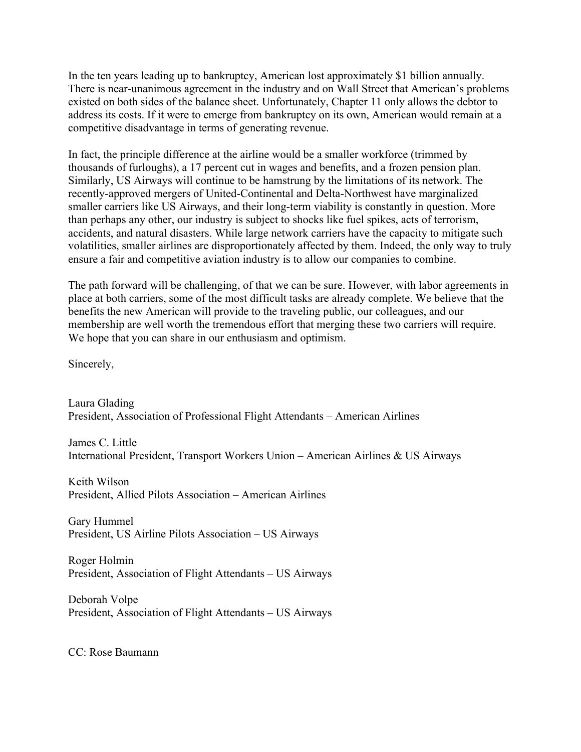In the ten years leading up to bankruptcy, American lost approximately $1 billion annually. There is near-unanimous agreement in the industry and on Wall Street that American's problems existed on both sides of the balance sheet. Unfortunately, Chapter 11 only allows the debtor to address its costs. If it were to emerge from bankruptcy on its own, American would remain at a competitive disadvantage in terms of generating revenue.

In fact, the principle difference at the airline would be a smaller workforce (trimmed by thousands of furloughs), a 17 percent cut in wages and benefits, and a frozen pension plan. Similarly, US Airways will continue to be hamstrung by the limitations of its network. The recently-approved mergers of United-Continental and Delta-Northwest have marginalized smaller carriers like US Airways, and their long-term viability is constantly in question. More than perhaps any other, our industry is subject to shocks like fuel spikes, acts of terrorism, accidents, and natural disasters. While large network carriers have the capacity to mitigate such volatilities, smaller airlines are disproportionately affected by them. Indeed, the only way to truly ensure a fair and competitive aviation industry is to allow our companies to combine.

The path forward will be challenging, of that we can be sure. However, with labor agreements in place at both carriers, some of the most difficult tasks are already complete. We believe that the benefits the new American will provide to the traveling public, our colleagues, and our membership are well worth the tremendous effort that merging these two carriers will require. We hope that you can share in our enthusiasm and optimism.

Sincerely,

Laura Glading
President, Association of Professional Flight Attendants – American Airlines

James C. Little
International President, Transport Workers Union – American Airlines & US Airways

Keith Wilson
President, Allied Pilots Association – American Airlines

Gary Hummel
President, US Airline Pilots Association – US Airways

Roger Holmin
President, Association of Flight Attendants – US Airways

Deborah Volpe
President, Association of Flight Attendants – US Airways

CC: Rose Baumann